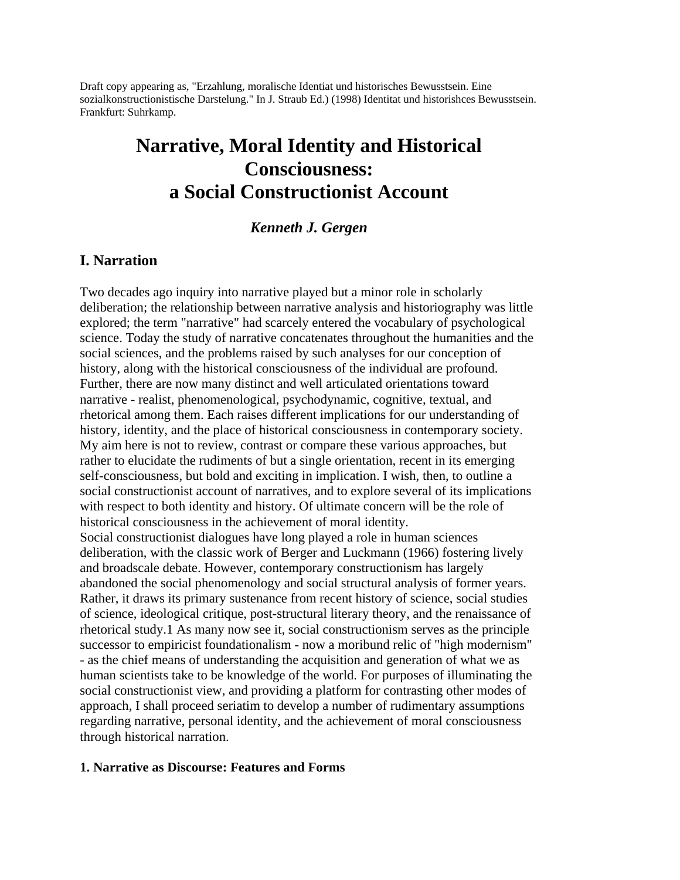Draft copy appearing as, "Erzahlung, moralische Identiat und historisches Bewusstsein. Eine sozialkonstructionistische Darstelung." In J. Straub Ed.) (1998) Identitat und historishces Bewusstsein. Frankfurt: Suhrkamp.

# Narrative, Moral Identity and Historical Consciousness: a Social Constructionist Account

***Kenneth J. Gergen***

## I. Narration

Two decades ago inquiry into narrative played but a minor role in scholarly deliberation; the relationship between narrative analysis and historiography was little explored; the term "narrative" had scarcely entered the vocabulary of psychological science. Today the study of narrative concatenates throughout the humanities and the social sciences, and the problems raised by such analyses for our conception of history, along with the historical consciousness of the individual are profound. Further, there are now many distinct and well articulated orientations toward narrative - realist, phenomenological, psychodynamic, cognitive, textual, and rhetorical among them. Each raises different implications for our understanding of history, identity, and the place of historical consciousness in contemporary society. My aim here is not to review, contrast or compare these various approaches, but rather to elucidate the rudiments of but a single orientation, recent in its emerging self-consciousness, but bold and exciting in implication. I wish, then, to outline a social constructionist account of narratives, and to explore several of its implications with respect to both identity and history. Of ultimate concern will be the role of historical consciousness in the achievement of moral identity.

Social constructionist dialogues have long played a role in human sciences deliberation, with the classic work of Berger and Luckmann (1966) fostering lively and broadscale debate. However, contemporary constructionism has largely abandoned the social phenomenology and social structural analysis of former years. Rather, it draws its primary sustenance from recent history of science, social studies of science, ideological critique, post-structural literary theory, and the renaissance of rhetorical study.1 As many now see it, social constructionism serves as the principle successor to empiricist foundationalism - now a moribund relic of "high modernism" - as the chief means of understanding the acquisition and generation of what we as human scientists take to be knowledge of the world. For purposes of illuminating the social constructionist view, and providing a platform for contrasting other modes of approach, I shall proceed seriatim to develop a number of rudimentary assumptions regarding narrative, personal identity, and the achievement of moral consciousness through historical narration.

### 1. Narrative as Discourse: Features and Forms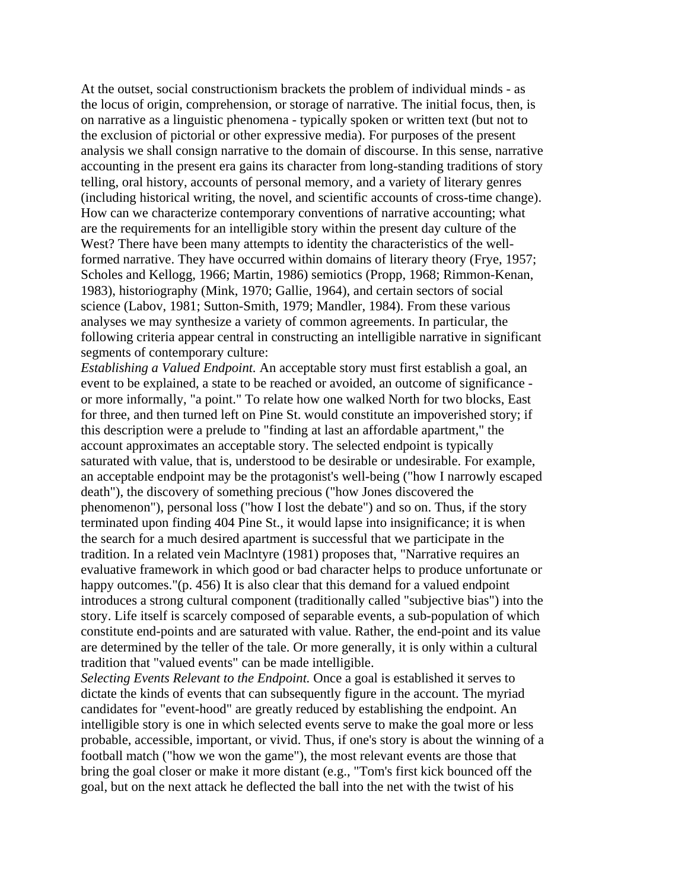At the outset, social constructionism brackets the problem of individual minds - as the locus of origin, comprehension, or storage of narrative. The initial focus, then, is on narrative as a linguistic phenomena - typically spoken or written text (but not to the exclusion of pictorial or other expressive media). For purposes of the present analysis we shall consign narrative to the domain of discourse. In this sense, narrative accounting in the present era gains its character from long-standing traditions of story telling, oral history, accounts of personal memory, and a variety of literary genres (including historical writing, the novel, and scientific accounts of cross-time change). How can we characterize contemporary conventions of narrative accounting; what are the requirements for an intelligible story within the present day culture of the West? There have been many attempts to identity the characteristics of the well-formed narrative. They have occurred within domains of literary theory (Frye, 1957; Scholes and Kellogg, 1966; Martin, 1986) semiotics (Propp, 1968; Rimmon-Kenan, 1983), historiography (Mink, 1970; Gallie, 1964), and certain sectors of social science (Labov, 1981; Sutton-Smith, 1979; Mandler, 1984). From these various analyses we may synthesize a variety of common agreements. In particular, the following criteria appear central in constructing an intelligible narrative in significant segments of contemporary culture:

*Establishing a Valued Endpoint.* An acceptable story must first establish a goal, an event to be explained, a state to be reached or avoided, an outcome of significance - or more informally, "a point." To relate how one walked North for two blocks, East for three, and then turned left on Pine St. would constitute an impoverished story; if this description were a prelude to "finding at last an affordable apartment," the account approximates an acceptable story. The selected endpoint is typically saturated with value, that is, understood to be desirable or undesirable. For example, an acceptable endpoint may be the protagonist's well-being ("how I narrowly escaped death"), the discovery of something precious ("how Jones discovered the phenomenon"), personal loss ("how I lost the debate") and so on. Thus, if the story terminated upon finding 404 Pine St., it would lapse into insignificance; it is when the search for a much desired apartment is successful that we participate in the tradition. In a related vein Maclntyre (1981) proposes that, "Narrative requires an evaluative framework in which good or bad character helps to produce unfortunate or happy outcomes."(p. 456) It is also clear that this demand for a valued endpoint introduces a strong cultural component (traditionally called "subjective bias") into the story. Life itself is scarcely composed of separable events, a sub-population of which constitute end-points and are saturated with value. Rather, the end-point and its value are determined by the teller of the tale. Or more generally, it is only within a cultural tradition that "valued events" can be made intelligible.

*Selecting Events Relevant to the Endpoint.* Once a goal is established it serves to dictate the kinds of events that can subsequently figure in the account. The myriad candidates for "event-hood" are greatly reduced by establishing the endpoint. An intelligible story is one in which selected events serve to make the goal more or less probable, accessible, important, or vivid. Thus, if one's story is about the winning of a football match ("how we won the game"), the most relevant events are those that bring the goal closer or make it more distant (e.g., "Tom's first kick bounced off the goal, but on the next attack he deflected the ball into the net with the twist of his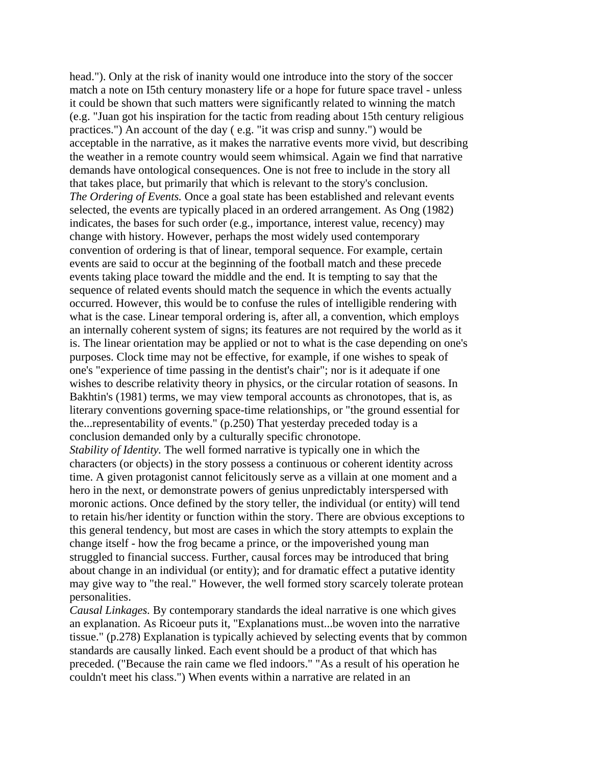head."). Only at the risk of inanity would one introduce into the story of the soccer match a note on I5th century monastery life or a hope for future space travel - unless it could be shown that such matters were significantly related to winning the match (e.g. "Juan got his inspiration for the tactic from reading about 15th century religious practices.") An account of the day ( e.g. "it was crisp and sunny.") would be acceptable in the narrative, as it makes the narrative events more vivid, but describing the weather in a remote country would seem whimsical. Again we find that narrative demands have ontological consequences. One is not free to include in the story all that takes place, but primarily that which is relevant to the story's conclusion.

*The Ordering of Events.* Once a goal state has been established and relevant events selected, the events are typically placed in an ordered arrangement. As Ong (1982) indicates, the bases for such order (e.g., importance, interest value, recency) may change with history. However, perhaps the most widely used contemporary convention of ordering is that of linear, temporal sequence. For example, certain events are said to occur at the beginning of the football match and these precede events taking place toward the middle and the end. It is tempting to say that the sequence of related events should match the sequence in which the events actually occurred. However, this would be to confuse the rules of intelligible rendering with what is the case. Linear temporal ordering is, after all, a convention, which employs an internally coherent system of signs; its features are not required by the world as it is. The linear orientation may be applied or not to what is the case depending on one's purposes. Clock time may not be effective, for example, if one wishes to speak of one's "experience of time passing in the dentist's chair"; nor is it adequate if one wishes to describe relativity theory in physics, or the circular rotation of seasons. In Bakhtin's (1981) terms, we may view temporal accounts as chronotopes, that is, as literary conventions governing space-time relationships, or "the ground essential for the...representability of events." (p.250) That yesterday preceded today is a conclusion demanded only by a culturally specific chronotope.

*Stability of Identity.* The well formed narrative is typically one in which the characters (or objects) in the story possess a continuous or coherent identity across time. A given protagonist cannot felicitously serve as a villain at one moment and a hero in the next, or demonstrate powers of genius unpredictably interspersed with moronic actions. Once defined by the story teller, the individual (or entity) will tend to retain his/her identity or function within the story. There are obvious exceptions to this general tendency, but most are cases in which the story attempts to explain the change itself - how the frog became a prince, or the impoverished young man struggled to financial success. Further, causal forces may be introduced that bring about change in an individual (or entity); and for dramatic effect a putative identity may give way to "the real." However, the well formed story scarcely tolerate protean personalities.

*Causal Linkages.* By contemporary standards the ideal narrative is one which gives an explanation. As Ricoeur puts it, "Explanations must...be woven into the narrative tissue." (p.278) Explanation is typically achieved by selecting events that by common standards are causally linked. Each event should be a product of that which has preceded. ("Because the rain came we fled indoors." "As a result of his operation he couldn't meet his class.") When events within a narrative are related in an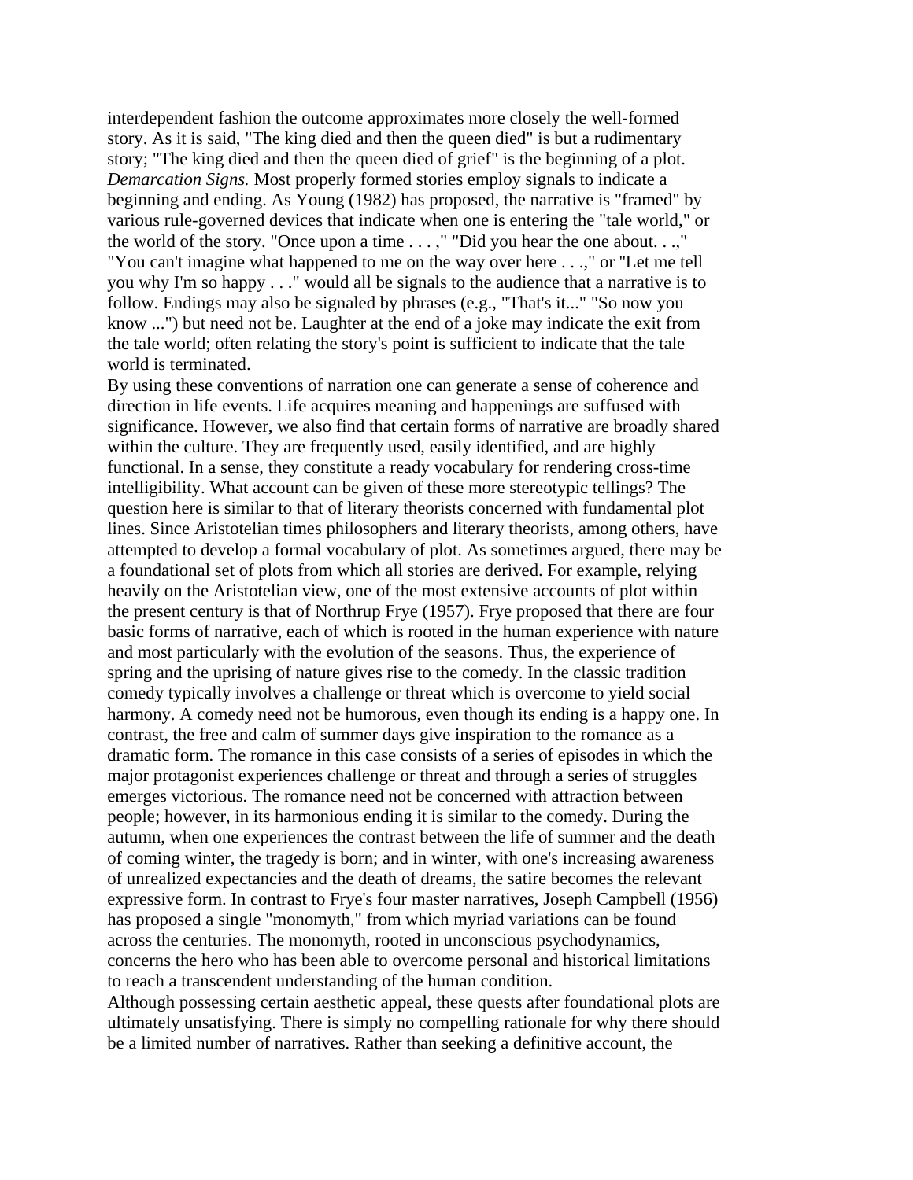interdependent fashion the outcome approximates more closely the well-formed story. As it is said, "The king died and then the queen died" is but a rudimentary story; "The king died and then the queen died of grief" is the beginning of a plot.

*Demarcation Signs.* Most properly formed stories employ signals to indicate a beginning and ending. As Young (1982) has proposed, the narrative is "framed" by various rule-governed devices that indicate when one is entering the "tale world," or the world of the story. "Once upon a time . . . ," "Did you hear the one about. . .," "You can't imagine what happened to me on the way over here . . .," or "Let me tell you why I'm so happy . . ." would all be signals to the audience that a narrative is to follow. Endings may also be signaled by phrases (e.g., "That's it..." "So now you know ...") but need not be. Laughter at the end of a joke may indicate the exit from the tale world; often relating the story's point is sufficient to indicate that the tale world is terminated.

By using these conventions of narration one can generate a sense of coherence and direction in life events. Life acquires meaning and happenings are suffused with significance. However, we also find that certain forms of narrative are broadly shared within the culture. They are frequently used, easily identified, and are highly functional. In a sense, they constitute a ready vocabulary for rendering cross-time intelligibility. What account can be given of these more stereotypic tellings? The question here is similar to that of literary theorists concerned with fundamental plot lines. Since Aristotelian times philosophers and literary theorists, among others, have attempted to develop a formal vocabulary of plot. As sometimes argued, there may be a foundational set of plots from which all stories are derived. For example, relying heavily on the Aristotelian view, one of the most extensive accounts of plot within the present century is that of Northrup Frye (1957). Frye proposed that there are four basic forms of narrative, each of which is rooted in the human experience with nature and most particularly with the evolution of the seasons. Thus, the experience of spring and the uprising of nature gives rise to the comedy. In the classic tradition comedy typically involves a challenge or threat which is overcome to yield social harmony. A comedy need not be humorous, even though its ending is a happy one. In contrast, the free and calm of summer days give inspiration to the romance as a dramatic form. The romance in this case consists of a series of episodes in which the major protagonist experiences challenge or threat and through a series of struggles emerges victorious. The romance need not be concerned with attraction between people; however, in its harmonious ending it is similar to the comedy. During the autumn, when one experiences the contrast between the life of summer and the death of coming winter, the tragedy is born; and in winter, with one's increasing awareness of unrealized expectancies and the death of dreams, the satire becomes the relevant expressive form. In contrast to Frye's four master narratives, Joseph Campbell (1956) has proposed a single "monomyth," from which myriad variations can be found across the centuries. The monomyth, rooted in unconscious psychodynamics, concerns the hero who has been able to overcome personal and historical limitations to reach a transcendent understanding of the human condition.

Although possessing certain aesthetic appeal, these quests after foundational plots are ultimately unsatisfying. There is simply no compelling rationale for why there should be a limited number of narratives. Rather than seeking a definitive account, the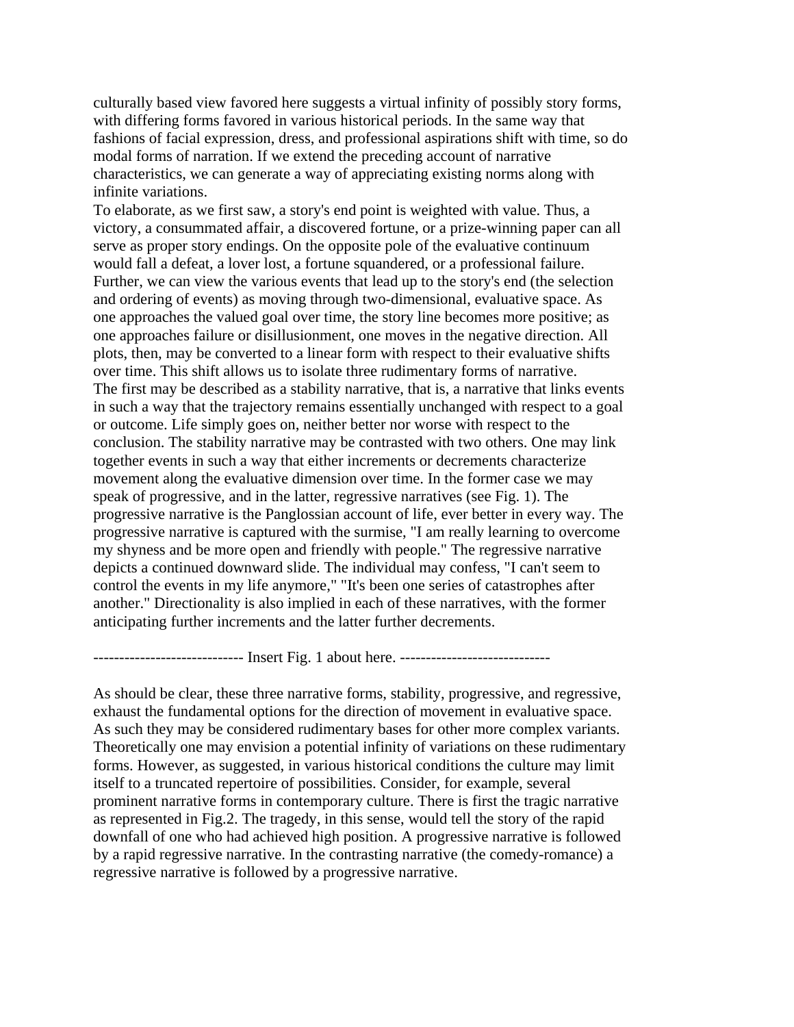culturally based view favored here suggests a virtual infinity of possibly story forms, with differing forms favored in various historical periods. In the same way that fashions of facial expression, dress, and professional aspirations shift with time, so do modal forms of narration. If we extend the preceding account of narrative characteristics, we can generate a way of appreciating existing norms along with infinite variations.

To elaborate, as we first saw, a story's end point is weighted with value. Thus, a victory, a consummated affair, a discovered fortune, or a prize-winning paper can all serve as proper story endings. On the opposite pole of the evaluative continuum would fall a defeat, a lover lost, a fortune squandered, or a professional failure. Further, we can view the various events that lead up to the story's end (the selection and ordering of events) as moving through two-dimensional, evaluative space. As one approaches the valued goal over time, the story line becomes more positive; as one approaches failure or disillusionment, one moves in the negative direction. All plots, then, may be converted to a linear form with respect to their evaluative shifts over time. This shift allows us to isolate three rudimentary forms of narrative.

The first may be described as a stability narrative, that is, a narrative that links events in such a way that the trajectory remains essentially unchanged with respect to a goal or outcome. Life simply goes on, neither better nor worse with respect to the conclusion. The stability narrative may be contrasted with two others. One may link together events in such a way that either increments or decrements characterize movement along the evaluative dimension over time. In the former case we may speak of progressive, and in the latter, regressive narratives (see Fig. 1). The progressive narrative is the Panglossian account of life, ever better in every way. The progressive narrative is captured with the surmise, "I am really learning to overcome my shyness and be more open and friendly with people." The regressive narrative depicts a continued downward slide. The individual may confess, "I can't seem to control the events in my life anymore," "It's been one series of catastrophes after another." Directionality is also implied in each of these narratives, with the former anticipating further increments and the latter further decrements.

----------------------------- Insert Fig. 1 about here. -----------------------------

As should be clear, these three narrative forms, stability, progressive, and regressive, exhaust the fundamental options for the direction of movement in evaluative space. As such they may be considered rudimentary bases for other more complex variants. Theoretically one may envision a potential infinity of variations on these rudimentary forms. However, as suggested, in various historical conditions the culture may limit itself to a truncated repertoire of possibilities. Consider, for example, several prominent narrative forms in contemporary culture. There is first the tragic narrative as represented in Fig.2. The tragedy, in this sense, would tell the story of the rapid downfall of one who had achieved high position. A progressive narrative is followed by a rapid regressive narrative. In the contrasting narrative (the comedy-romance) a regressive narrative is followed by a progressive narrative.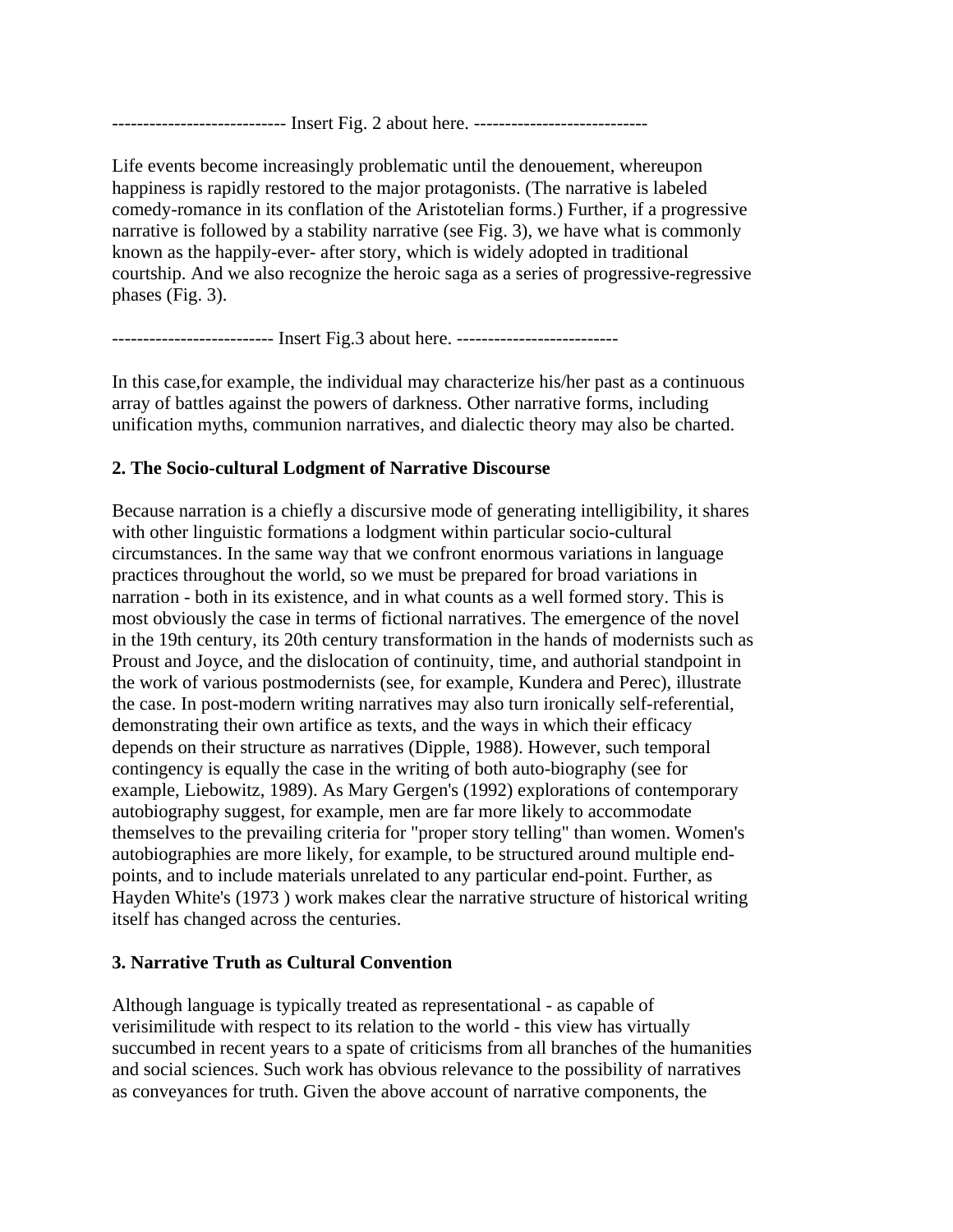---------------------------- Insert Fig. 2 about here. ----------------------------

Life events become increasingly problematic until the denouement, whereupon happiness is rapidly restored to the major protagonists. (The narrative is labeled comedy-romance in its conflation of the Aristotelian forms.) Further, if a progressive narrative is followed by a stability narrative (see Fig. 3), we have what is commonly known as the happily-ever- after story, which is widely adopted in traditional courtship. And we also recognize the heroic saga as a series of progressive-regressive phases (Fig. 3).

-------------------------- Insert Fig.3 about here. --------------------------

In this case,for example, the individual may characterize his/her past as a continuous array of battles against the powers of darkness. Other narrative forms, including unification myths, communion narratives, and dialectic theory may also be charted.

### 2. The Socio-cultural Lodgment of Narrative Discourse

Because narration is a chiefly a discursive mode of generating intelligibility, it shares with other linguistic formations a lodgment within particular socio-cultural circumstances. In the same way that we confront enormous variations in language practices throughout the world, so we must be prepared for broad variations in narration - both in its existence, and in what counts as a well formed story. This is most obviously the case in terms of fictional narratives. The emergence of the novel in the 19th century, its 20th century transformation in the hands of modernists such as Proust and Joyce, and the dislocation of continuity, time, and authorial standpoint in the work of various postmodernists (see, for example, Kundera and Perec), illustrate the case. In post-modern writing narratives may also turn ironically self-referential, demonstrating their own artifice as texts, and the ways in which their efficacy depends on their structure as narratives (Dipple, 1988). However, such temporal contingency is equally the case in the writing of both auto-biography (see for example, Liebowitz, 1989). As Mary Gergen's (1992) explorations of contemporary autobiography suggest, for example, men are far more likely to accommodate themselves to the prevailing criteria for "proper story telling" than women. Women's autobiographies are more likely, for example, to be structured around multiple end-points, and to include materials unrelated to any particular end-point. Further, as Hayden White's (1973 ) work makes clear the narrative structure of historical writing itself has changed across the centuries.

### 3. Narrative Truth as Cultural Convention

Although language is typically treated as representational - as capable of verisimilitude with respect to its relation to the world - this view has virtually succumbed in recent years to a spate of criticisms from all branches of the humanities and social sciences. Such work has obvious relevance to the possibility of narratives as conveyances for truth. Given the above account of narrative components, the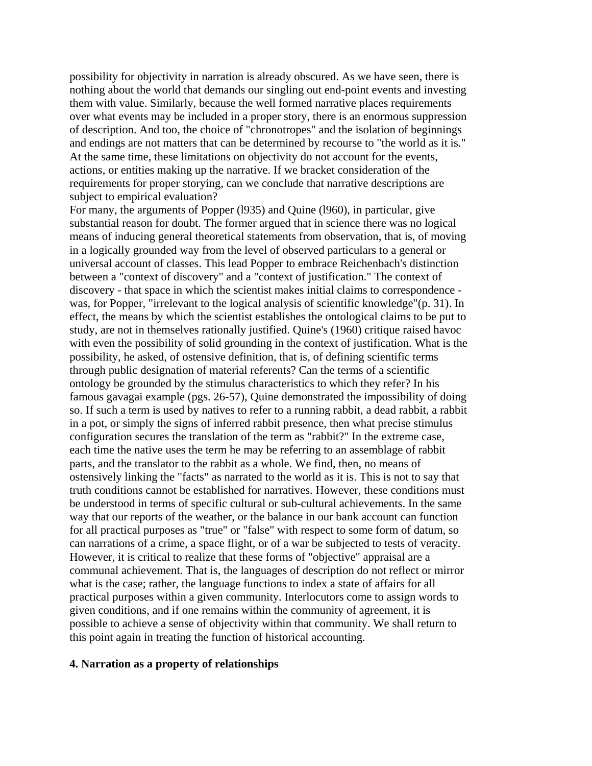possibility for objectivity in narration is already obscured. As we have seen, there is nothing about the world that demands our singling out end-point events and investing them with value. Similarly, because the well formed narrative places requirements over what events may be included in a proper story, there is an enormous suppression of description. And too, the choice of "chronotropes" and the isolation of beginnings and endings are not matters that can be determined by recourse to "the world as it is." At the same time, these limitations on objectivity do not account for the events, actions, or entities making up the narrative. If we bracket consideration of the requirements for proper storying, can we conclude that narrative descriptions are subject to empirical evaluation?

For many, the arguments of Popper (l935) and Quine (l960), in particular, give substantial reason for doubt. The former argued that in science there was no logical means of inducing general theoretical statements from observation, that is, of moving in a logically grounded way from the level of observed particulars to a general or universal account of classes. This lead Popper to embrace Reichenbach's distinction between a "context of discovery" and a "context of justification." The context of discovery - that space in which the scientist makes initial claims to correspondence - was, for Popper, "irrelevant to the logical analysis of scientific knowledge"(p. 31). In effect, the means by which the scientist establishes the ontological claims to be put to study, are not in themselves rationally justified. Quine's (1960) critique raised havoc with even the possibility of solid grounding in the context of justification. What is the possibility, he asked, of ostensive definition, that is, of defining scientific terms through public designation of material referents? Can the terms of a scientific ontology be grounded by the stimulus characteristics to which they refer? In his famous gavagai example (pgs. 26-57), Quine demonstrated the impossibility of doing so. If such a term is used by natives to refer to a running rabbit, a dead rabbit, a rabbit in a pot, or simply the signs of inferred rabbit presence, then what precise stimulus configuration secures the translation of the term as "rabbit?" In the extreme case, each time the native uses the term he may be referring to an assemblage of rabbit parts, and the translator to the rabbit as a whole. We find, then, no means of ostensively linking the "facts" as narrated to the world as it is. This is not to say that truth conditions cannot be established for narratives. However, these conditions must be understood in terms of specific cultural or sub-cultural achievements. In the same way that our reports of the weather, or the balance in our bank account can function for all practical purposes as "true" or "false" with respect to some form of datum, so can narrations of a crime, a space flight, or of a war be subjected to tests of veracity. However, it is critical to realize that these forms of "objective" appraisal are a communal achievement. That is, the languages of description do not reflect or mirror what is the case; rather, the language functions to index a state of affairs for all practical purposes within a given community. Interlocutors come to assign words to given conditions, and if one remains within the community of agreement, it is possible to achieve a sense of objectivity within that community. We shall return to this point again in treating the function of historical accounting.

## 4. Narration as a property of relationships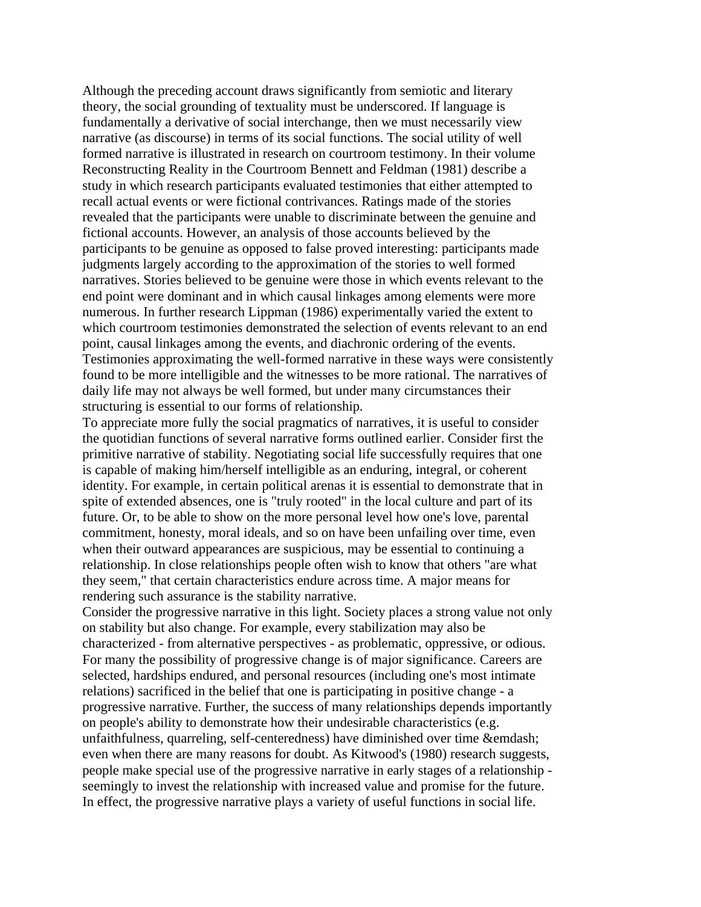Although the preceding account draws significantly from semiotic and literary theory, the social grounding of textuality must be underscored. If language is fundamentally a derivative of social interchange, then we must necessarily view narrative (as discourse) in terms of its social functions. The social utility of well formed narrative is illustrated in research on courtroom testimony. In their volume Reconstructing Reality in the Courtroom Bennett and Feldman (1981) describe a study in which research participants evaluated testimonies that either attempted to recall actual events or were fictional contrivances. Ratings made of the stories revealed that the participants were unable to discriminate between the genuine and fictional accounts. However, an analysis of those accounts believed by the participants to be genuine as opposed to false proved interesting: participants made judgments largely according to the approximation of the stories to well formed narratives. Stories believed to be genuine were those in which events relevant to the end point were dominant and in which causal linkages among elements were more numerous. In further research Lippman (1986) experimentally varied the extent to which courtroom testimonies demonstrated the selection of events relevant to an end point, causal linkages among the events, and diachronic ordering of the events. Testimonies approximating the well-formed narrative in these ways were consistently found to be more intelligible and the witnesses to be more rational. The narratives of daily life may not always be well formed, but under many circumstances their structuring is essential to our forms of relationship.

To appreciate more fully the social pragmatics of narratives, it is useful to consider the quotidian functions of several narrative forms outlined earlier. Consider first the primitive narrative of stability. Negotiating social life successfully requires that one is capable of making him/herself intelligible as an enduring, integral, or coherent identity. For example, in certain political arenas it is essential to demonstrate that in spite of extended absences, one is "truly rooted" in the local culture and part of its future. Or, to be able to show on the more personal level how one's love, parental commitment, honesty, moral ideals, and so on have been unfailing over time, even when their outward appearances are suspicious, may be essential to continuing a relationship. In close relationships people often wish to know that others "are what they seem," that certain characteristics endure across time. A major means for rendering such assurance is the stability narrative.

Consider the progressive narrative in this light. Society places a strong value not only on stability but also change. For example, every stabilization may also be characterized - from alternative perspectives - as problematic, oppressive, or odious. For many the possibility of progressive change is of major significance. Careers are selected, hardships endured, and personal resources (including one's most intimate relations) sacrificed in the belief that one is participating in positive change - a progressive narrative. Further, the success of many relationships depends importantly on people's ability to demonstrate how their undesirable characteristics (e.g. unfaithfulness, quarreling, self-centeredness) have diminished over time &emdash; even when there are many reasons for doubt. As Kitwood's (1980) research suggests, people make special use of the progressive narrative in early stages of a relationship - seemingly to invest the relationship with increased value and promise for the future. In effect, the progressive narrative plays a variety of useful functions in social life.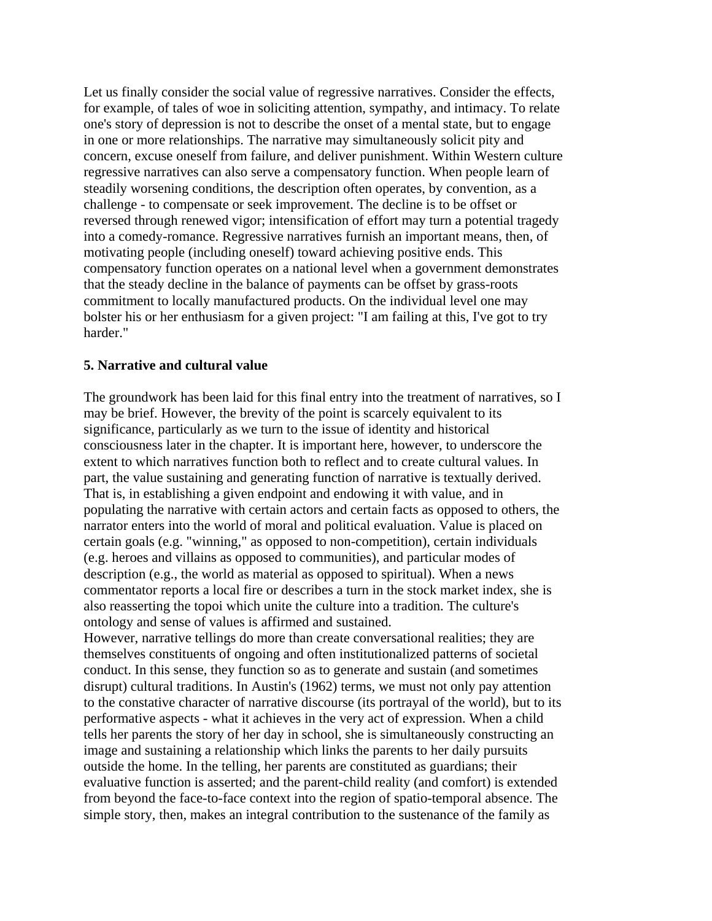Let us finally consider the social value of regressive narratives. Consider the effects, for example, of tales of woe in soliciting attention, sympathy, and intimacy. To relate one's story of depression is not to describe the onset of a mental state, but to engage in one or more relationships. The narrative may simultaneously solicit pity and concern, excuse oneself from failure, and deliver punishment. Within Western culture regressive narratives can also serve a compensatory function. When people learn of steadily worsening conditions, the description often operates, by convention, as a challenge - to compensate or seek improvement. The decline is to be offset or reversed through renewed vigor; intensification of effort may turn a potential tragedy into a comedy-romance. Regressive narratives furnish an important means, then, of motivating people (including oneself) toward achieving positive ends. This compensatory function operates on a national level when a government demonstrates that the steady decline in the balance of payments can be offset by grass-roots commitment to locally manufactured products. On the individual level one may bolster his or her enthusiasm for a given project: "I am failing at this, I've got to try harder."

### 5. Narrative and cultural value

The groundwork has been laid for this final entry into the treatment of narratives, so I may be brief. However, the brevity of the point is scarcely equivalent to its significance, particularly as we turn to the issue of identity and historical consciousness later in the chapter. It is important here, however, to underscore the extent to which narratives function both to reflect and to create cultural values. In part, the value sustaining and generating function of narrative is textually derived. That is, in establishing a given endpoint and endowing it with value, and in populating the narrative with certain actors and certain facts as opposed to others, the narrator enters into the world of moral and political evaluation. Value is placed on certain goals (e.g. "winning," as opposed to non-competition), certain individuals (e.g. heroes and villains as opposed to communities), and particular modes of description (e.g., the world as material as opposed to spiritual). When a news commentator reports a local fire or describes a turn in the stock market index, she is also reasserting the topoi which unite the culture into a tradition. The culture's ontology and sense of values is affirmed and sustained.

However, narrative tellings do more than create conversational realities; they are themselves constituents of ongoing and often institutionalized patterns of societal conduct. In this sense, they function so as to generate and sustain (and sometimes disrupt) cultural traditions. In Austin's (1962) terms, we must not only pay attention to the constative character of narrative discourse (its portrayal of the world), but to its performative aspects - what it achieves in the very act of expression. When a child tells her parents the story of her day in school, she is simultaneously constructing an image and sustaining a relationship which links the parents to her daily pursuits outside the home. In the telling, her parents are constituted as guardians; their evaluative function is asserted; and the parent-child reality (and comfort) is extended from beyond the face-to-face context into the region of spatio-temporal absence. The simple story, then, makes an integral contribution to the sustenance of the family as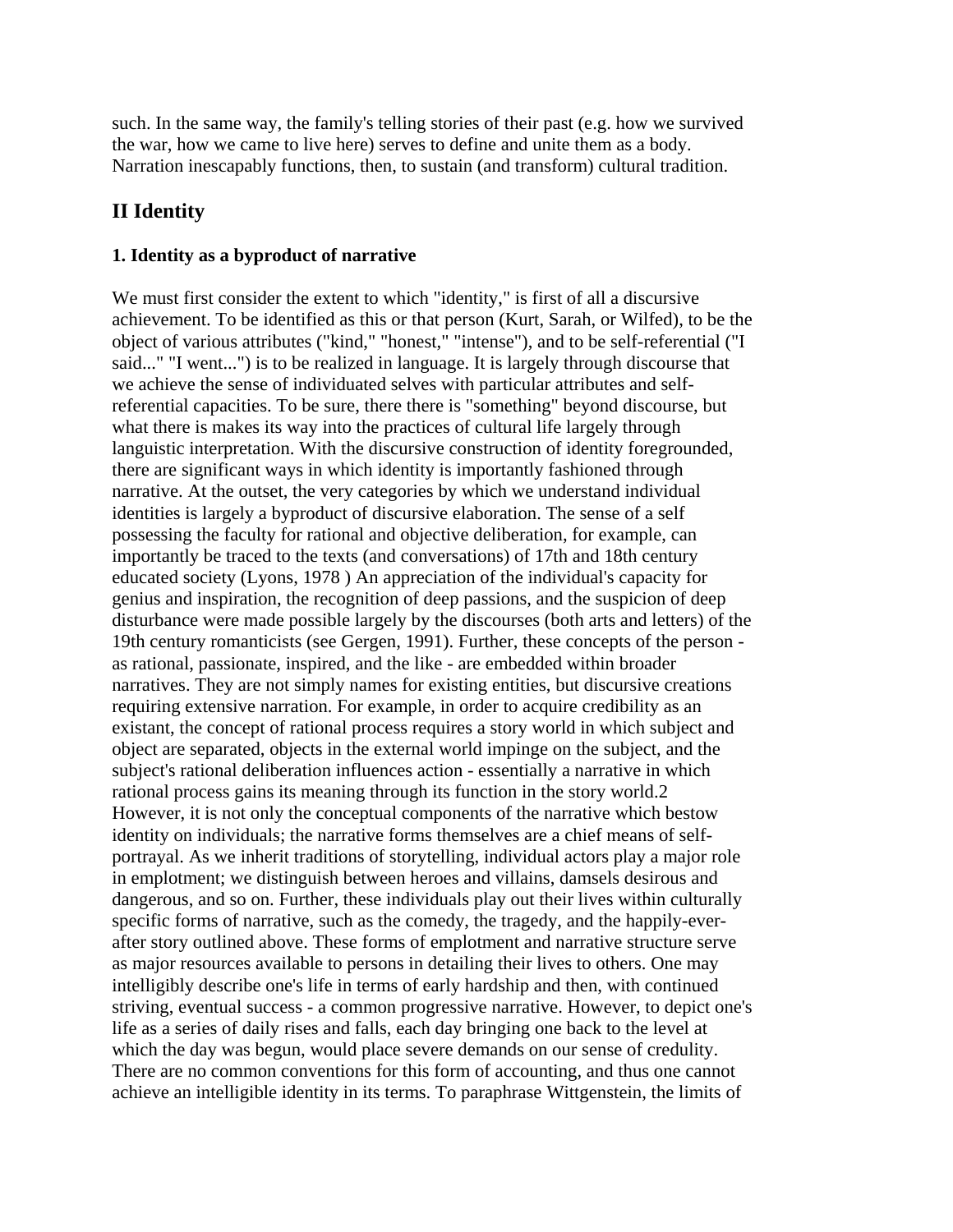such. In the same way, the family's telling stories of their past (e.g. how we survived the war, how we came to live here) serves to define and unite them as a body. Narration inescapably functions, then, to sustain (and transform) cultural tradition.

## II Identity

### 1. Identity as a byproduct of narrative

We must first consider the extent to which "identity," is first of all a discursive achievement. To be identified as this or that person (Kurt, Sarah, or Wilfed), to be the object of various attributes ("kind," "honest," "intense"), and to be self-referential ("I said..." "I went...") is to be realized in language. It is largely through discourse that we achieve the sense of individuated selves with particular attributes and self-referential capacities. To be sure, there there is "something" beyond discourse, but what there is makes its way into the practices of cultural life largely through languistic interpretation. With the discursive construction of identity foregrounded, there are significant ways in which identity is importantly fashioned through narrative. At the outset, the very categories by which we understand individual identities is largely a byproduct of discursive elaboration. The sense of a self possessing the faculty for rational and objective deliberation, for example, can importantly be traced to the texts (and conversations) of 17th and 18th century educated society (Lyons, 1978 ) An appreciation of the individual's capacity for genius and inspiration, the recognition of deep passions, and the suspicion of deep disturbance were made possible largely by the discourses (both arts and letters) of the 19th century romanticists (see Gergen, 1991). Further, these concepts of the person - as rational, passionate, inspired, and the like - are embedded within broader narratives. They are not simply names for existing entities, but discursive creations requiring extensive narration. For example, in order to acquire credibility as an existant, the concept of rational process requires a story world in which subject and object are separated, objects in the external world impinge on the subject, and the subject's rational deliberation influences action - essentially a narrative in which rational process gains its meaning through its function in the story world.2 However, it is not only the conceptual components of the narrative which bestow identity on individuals; the narrative forms themselves are a chief means of self-portrayal. As we inherit traditions of storytelling, individual actors play a major role in emplotment; we distinguish between heroes and villains, damsels desirous and dangerous, and so on. Further, these individuals play out their lives within culturally specific forms of narrative, such as the comedy, the tragedy, and the happily-ever-after story outlined above. These forms of emplotment and narrative structure serve as major resources available to persons in detailing their lives to others. One may intelligibly describe one's life in terms of early hardship and then, with continued striving, eventual success - a common progressive narrative. However, to depict one's life as a series of daily rises and falls, each day bringing one back to the level at which the day was begun, would place severe demands on our sense of credulity. There are no common conventions for this form of accounting, and thus one cannot achieve an intelligible identity in its terms. To paraphrase Wittgenstein, the limits of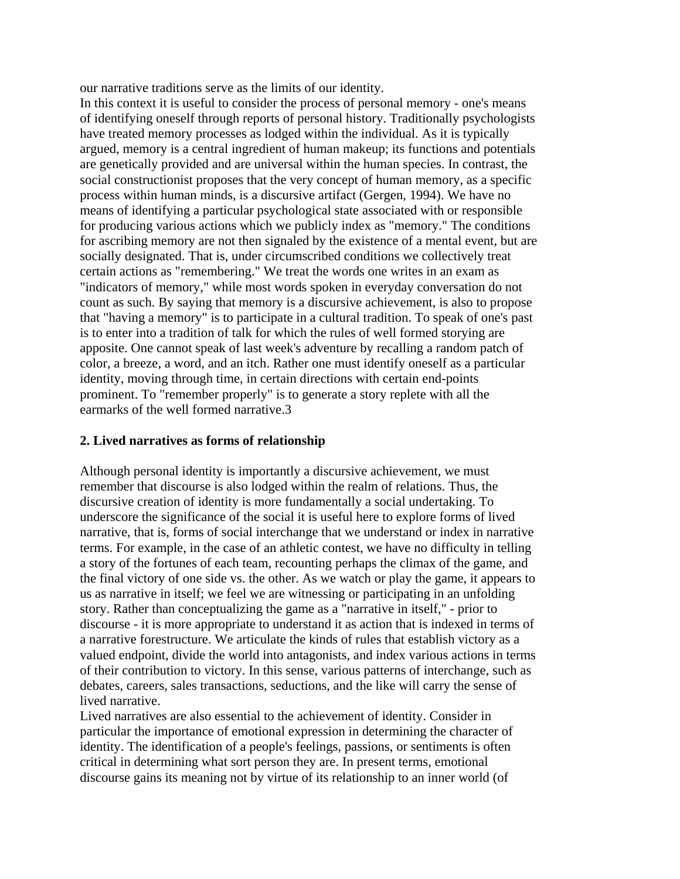our narrative traditions serve as the limits of our identity.

In this context it is useful to consider the process of personal memory - one's means of identifying oneself through reports of personal history. Traditionally psychologists have treated memory processes as lodged within the individual. As it is typically argued, memory is a central ingredient of human makeup; its functions and potentials are genetically provided and are universal within the human species. In contrast, the social constructionist proposes that the very concept of human memory, as a specific process within human minds, is a discursive artifact (Gergen, 1994). We have no means of identifying a particular psychological state associated with or responsible for producing various actions which we publicly index as "memory." The conditions for ascribing memory are not then signaled by the existence of a mental event, but are socially designated. That is, under circumscribed conditions we collectively treat certain actions as "remembering." We treat the words one writes in an exam as "indicators of memory," while most words spoken in everyday conversation do not count as such. By saying that memory is a discursive achievement, is also to propose that "having a memory" is to participate in a cultural tradition. To speak of one's past is to enter into a tradition of talk for which the rules of well formed storying are apposite. One cannot speak of last week's adventure by recalling a random patch of color, a breeze, a word, and an itch. Rather one must identify oneself as a particular identity, moving through time, in certain directions with certain end-points prominent. To "remember properly" is to generate a story replete with all the earmarks of the well formed narrative.[3]

## 2. Lived narratives as forms of relationship

Although personal identity is importantly a discursive achievement, we must remember that discourse is also lodged within the realm of relations. Thus, the discursive creation of identity is more fundamentally a social undertaking. To underscore the significance of the social it is useful here to explore forms of lived narrative, that is, forms of social interchange that we understand or index in narrative terms. For example, in the case of an athletic contest, we have no difficulty in telling a story of the fortunes of each team, recounting perhaps the climax of the game, and the final victory of one side vs. the other. As we watch or play the game, it appears to us as narrative in itself; we feel we are witnessing or participating in an unfolding story. Rather than conceptualizing the game as a "narrative in itself," - prior to discourse - it is more appropriate to understand it as action that is indexed in terms of a narrative forestructure. We articulate the kinds of rules that establish victory as a valued endpoint, divide the world into antagonists, and index various actions in terms of their contribution to victory. In this sense, various patterns of interchange, such as debates, careers, sales transactions, seductions, and the like will carry the sense of lived narrative.

Lived narratives are also essential to the achievement of identity. Consider in particular the importance of emotional expression in determining the character of identity. The identification of a people's feelings, passions, or sentiments is often critical in determining what sort person they are. In present terms, emotional discourse gains its meaning not by virtue of its relationship to an inner world (of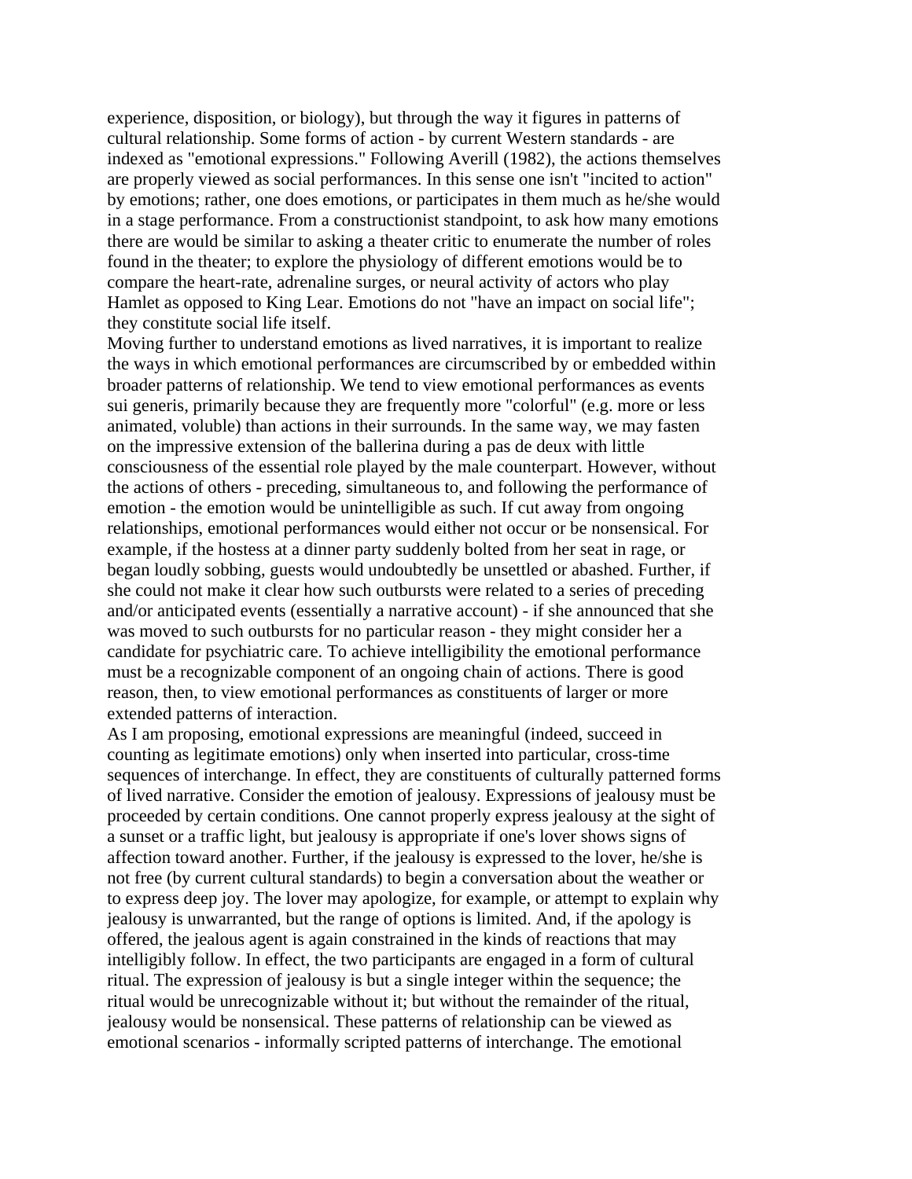experience, disposition, or biology), but through the way it figures in patterns of cultural relationship. Some forms of action - by current Western standards - are indexed as "emotional expressions." Following Averill (1982), the actions themselves are properly viewed as social performances. In this sense one isn't "incited to action" by emotions; rather, one does emotions, or participates in them much as he/she would in a stage performance. From a constructionist standpoint, to ask how many emotions there are would be similar to asking a theater critic to enumerate the number of roles found in the theater; to explore the physiology of different emotions would be to compare the heart-rate, adrenaline surges, or neural activity of actors who play Hamlet as opposed to King Lear. Emotions do not "have an impact on social life"; they constitute social life itself.

Moving further to understand emotions as lived narratives, it is important to realize the ways in which emotional performances are circumscribed by or embedded within broader patterns of relationship. We tend to view emotional performances as events sui generis, primarily because they are frequently more "colorful" (e.g. more or less animated, voluble) than actions in their surrounds. In the same way, we may fasten on the impressive extension of the ballerina during a pas de deux with little consciousness of the essential role played by the male counterpart. However, without the actions of others - preceding, simultaneous to, and following the performance of emotion - the emotion would be unintelligible as such. If cut away from ongoing relationships, emotional performances would either not occur or be nonsensical. For example, if the hostess at a dinner party suddenly bolted from her seat in rage, or began loudly sobbing, guests would undoubtedly be unsettled or abashed. Further, if she could not make it clear how such outbursts were related to a series of preceding and/or anticipated events (essentially a narrative account) - if she announced that she was moved to such outbursts for no particular reason - they might consider her a candidate for psychiatric care. To achieve intelligibility the emotional performance must be a recognizable component of an ongoing chain of actions. There is good reason, then, to view emotional performances as constituents of larger or more extended patterns of interaction.

As I am proposing, emotional expressions are meaningful (indeed, succeed in counting as legitimate emotions) only when inserted into particular, cross-time sequences of interchange. In effect, they are constituents of culturally patterned forms of lived narrative. Consider the emotion of jealousy. Expressions of jealousy must be proceeded by certain conditions. One cannot properly express jealousy at the sight of a sunset or a traffic light, but jealousy is appropriate if one's lover shows signs of affection toward another. Further, if the jealousy is expressed to the lover, he/she is not free (by current cultural standards) to begin a conversation about the weather or to express deep joy. The lover may apologize, for example, or attempt to explain why jealousy is unwarranted, but the range of options is limited. And, if the apology is offered, the jealous agent is again constrained in the kinds of reactions that may intelligibly follow. In effect, the two participants are engaged in a form of cultural ritual. The expression of jealousy is but a single integer within the sequence; the ritual would be unrecognizable without it; but without the remainder of the ritual, jealousy would be nonsensical. These patterns of relationship can be viewed as emotional scenarios - informally scripted patterns of interchange. The emotional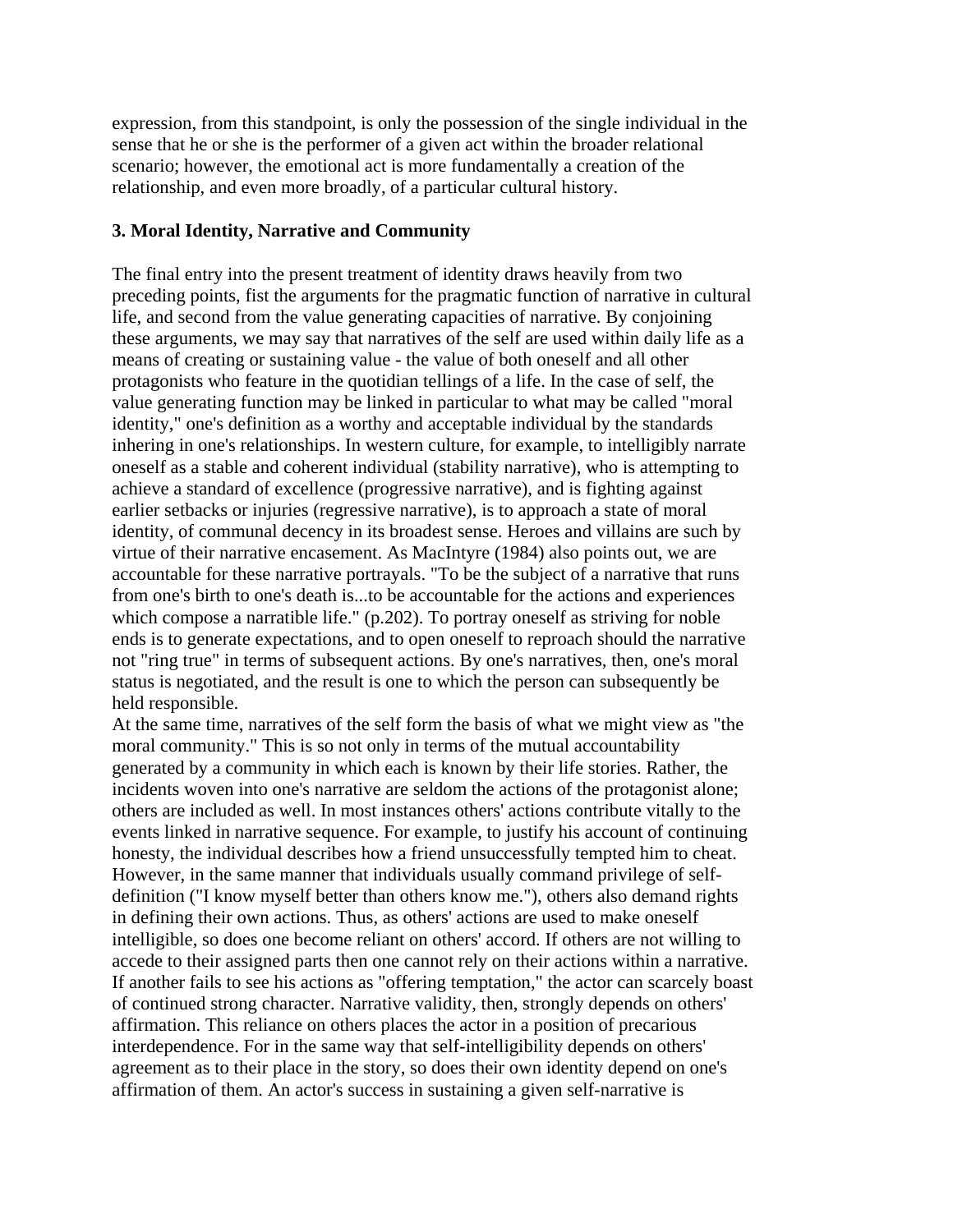expression, from this standpoint, is only the possession of the single individual in the sense that he or she is the performer of a given act within the broader relational scenario; however, the emotional act is more fundamentally a creation of the relationship, and even more broadly, of a particular cultural history.

### 3. Moral Identity, Narrative and Community

The final entry into the present treatment of identity draws heavily from two preceding points, fist the arguments for the pragmatic function of narrative in cultural life, and second from the value generating capacities of narrative. By conjoining these arguments, we may say that narratives of the self are used within daily life as a means of creating or sustaining value - the value of both oneself and all other protagonists who feature in the quotidian tellings of a life. In the case of self, the value generating function may be linked in particular to what may be called "moral identity," one's definition as a worthy and acceptable individual by the standards inhering in one's relationships. In western culture, for example, to intelligibly narrate oneself as a stable and coherent individual (stability narrative), who is attempting to achieve a standard of excellence (progressive narrative), and is fighting against earlier setbacks or injuries (regressive narrative), is to approach a state of moral identity, of communal decency in its broadest sense. Heroes and villains are such by virtue of their narrative encasement. As MacIntyre (1984) also points out, we are accountable for these narrative portrayals. "To be the subject of a narrative that runs from one's birth to one's death is...to be accountable for the actions and experiences which compose a narratible life." (p.202). To portray oneself as striving for noble ends is to generate expectations, and to open oneself to reproach should the narrative not "ring true" in terms of subsequent actions. By one's narratives, then, one's moral status is negotiated, and the result is one to which the person can subsequently be held responsible.

At the same time, narratives of the self form the basis of what we might view as "the moral community." This is so not only in terms of the mutual accountability generated by a community in which each is known by their life stories. Rather, the incidents woven into one's narrative are seldom the actions of the protagonist alone; others are included as well. In most instances others' actions contribute vitally to the events linked in narrative sequence. For example, to justify his account of continuing honesty, the individual describes how a friend unsuccessfully tempted him to cheat. However, in the same manner that individuals usually command privilege of self-definition ("I know myself better than others know me."), others also demand rights in defining their own actions. Thus, as others' actions are used to make oneself intelligible, so does one become reliant on others' accord. If others are not willing to accede to their assigned parts then one cannot rely on their actions within a narrative. If another fails to see his actions as "offering temptation," the actor can scarcely boast of continued strong character. Narrative validity, then, strongly depends on others' affirmation. This reliance on others places the actor in a position of precarious interdependence. For in the same way that self-intelligibility depends on others' agreement as to their place in the story, so does their own identity depend on one's affirmation of them. An actor's success in sustaining a given self-narrative is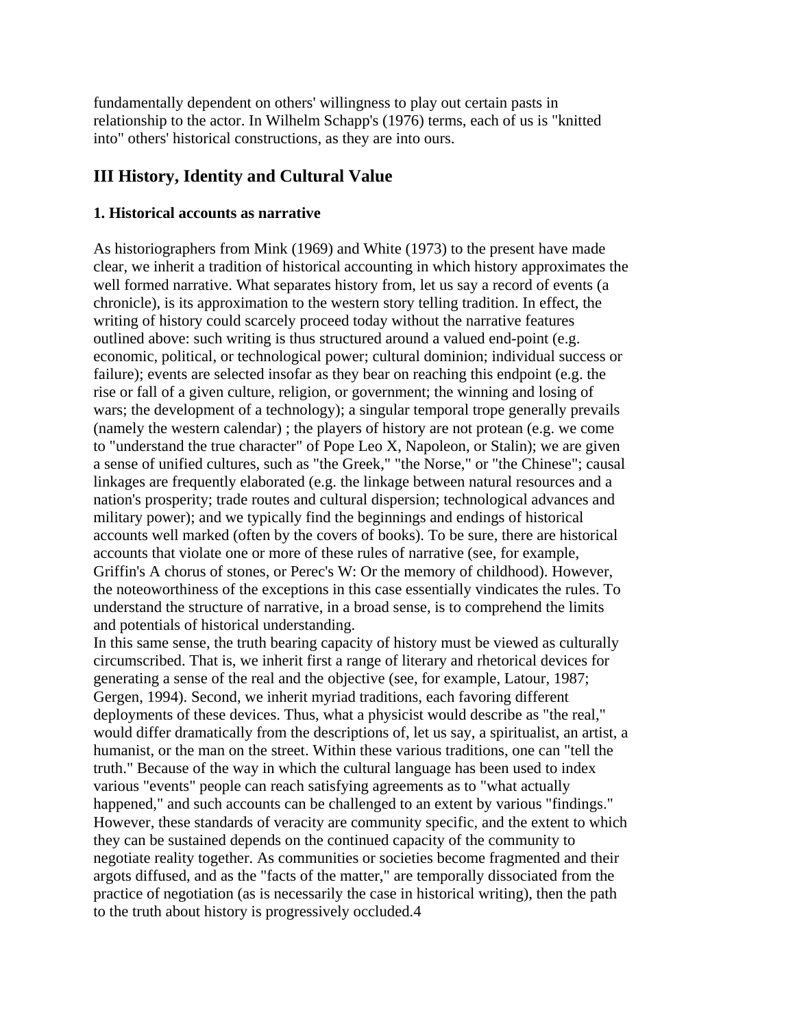fundamentally dependent on others' willingness to play out certain pasts in relationship to the actor. In Wilhelm Schapp's (1976) terms, each of us is "knitted into" others' historical constructions, as they are into ours.

## III History, Identity and Cultural Value

### 1. Historical accounts as narrative

As historiographers from Mink (1969) and White (1973) to the present have made clear, we inherit a tradition of historical accounting in which history approximates the well formed narrative. What separates history from, let us say a record of events (a chronicle), is its approximation to the western story telling tradition. In effect, the writing of history could scarcely proceed today without the narrative features outlined above: such writing is thus structured around a valued end-point (e.g. economic, political, or technological power; cultural dominion; individual success or failure); events are selected insofar as they bear on reaching this endpoint (e.g. the rise or fall of a given culture, religion, or government; the winning and losing of wars; the development of a technology); a singular temporal trope generally prevails (namely the western calendar) ; the players of history are not protean (e.g. we come to "understand the true character" of Pope Leo X, Napoleon, or Stalin); we are given a sense of unified cultures, such as "the Greek," "the Norse," or "the Chinese"; causal linkages are frequently elaborated (e.g. the linkage between natural resources and a nation's prosperity; trade routes and cultural dispersion; technological advances and military power); and we typically find the beginnings and endings of historical accounts well marked (often by the covers of books). To be sure, there are historical accounts that violate one or more of these rules of narrative (see, for example, Griffin's A chorus of stones, or Perec's W: Or the memory of childhood). However, the noteoworthiness of the exceptions in this case essentially vindicates the rules. To understand the structure of narrative, in a broad sense, is to comprehend the limits and potentials of historical understanding.

In this same sense, the truth bearing capacity of history must be viewed as culturally circumscribed. That is, we inherit first a range of literary and rhetorical devices for generating a sense of the real and the objective (see, for example, Latour, 1987; Gergen, 1994). Second, we inherit myriad traditions, each favoring different deployments of these devices. Thus, what a physicist would describe as "the real," would differ dramatically from the descriptions of, let us say, a spiritualist, an artist, a humanist, or the man on the street. Within these various traditions, one can "tell the truth." Because of the way in which the cultural language has been used to index various "events" people can reach satisfying agreements as to "what actually happened," and such accounts can be challenged to an extent by various "findings." However, these standards of veracity are community specific, and the extent to which they can be sustained depends on the continued capacity of the community to negotiate reality together. As communities or societies become fragmented and their argots diffused, and as the "facts of the matter," are temporally dissociated from the practice of negotiation (as is necessarily the case in historical writing), then the path to the truth about history is progressively occluded.4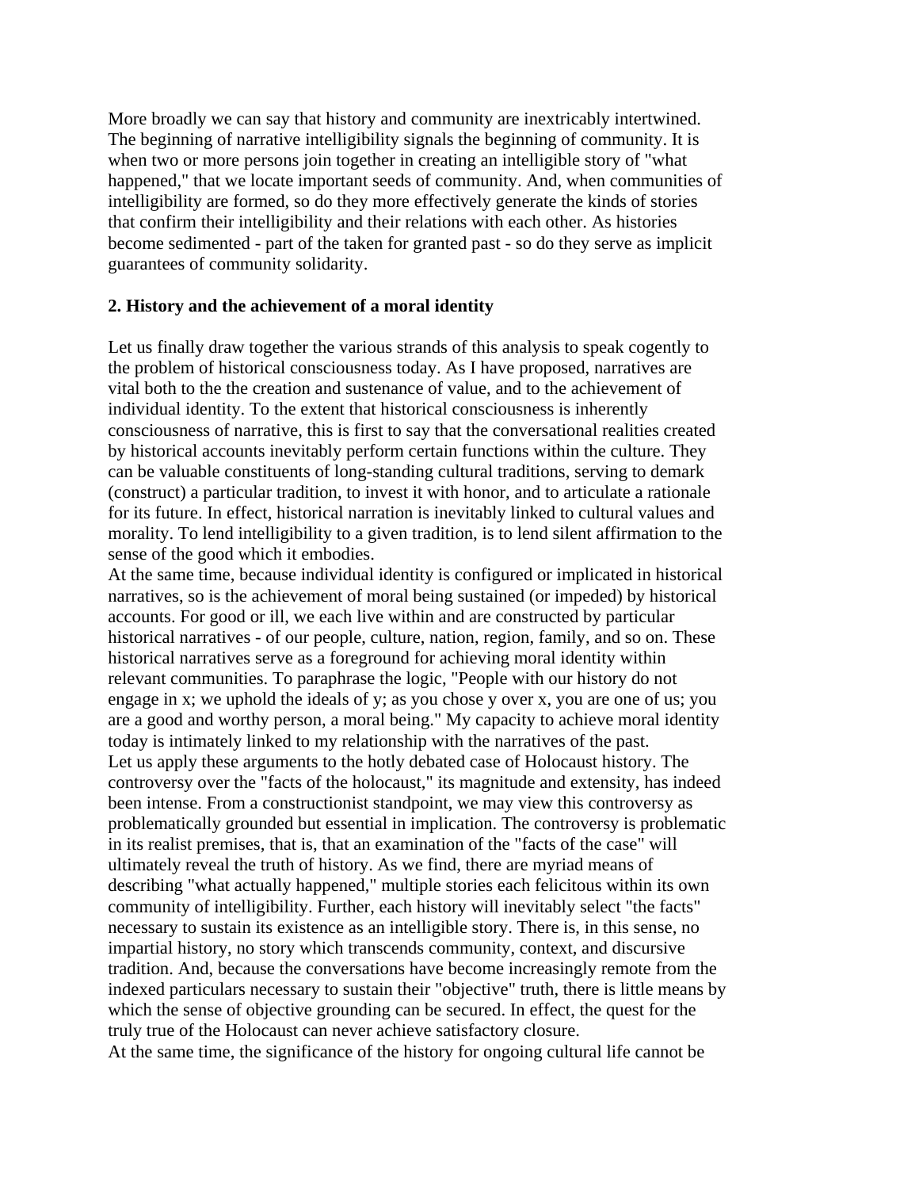More broadly we can say that history and community are inextricably intertwined. The beginning of narrative intelligibility signals the beginning of community. It is when two or more persons join together in creating an intelligible story of "what happened," that we locate important seeds of community. And, when communities of intelligibility are formed, so do they more effectively generate the kinds of stories that confirm their intelligibility and their relations with each other. As histories become sedimented - part of the taken for granted past - so do they serve as implicit guarantees of community solidarity.

**2. History and the achievement of a moral identity**

Let us finally draw together the various strands of this analysis to speak cogently to the problem of historical consciousness today. As I have proposed, narratives are vital both to the the creation and sustenance of value, and to the achievement of individual identity. To the extent that historical consciousness is inherently consciousness of narrative, this is first to say that the conversational realities created by historical accounts inevitably perform certain functions within the culture. They can be valuable constituents of long-standing cultural traditions, serving to demark (construct) a particular tradition, to invest it with honor, and to articulate a rationale for its future. In effect, historical narration is inevitably linked to cultural values and morality. To lend intelligibility to a given tradition, is to lend silent affirmation to the sense of the good which it embodies.

At the same time, because individual identity is configured or implicated in historical narratives, so is the achievement of moral being sustained (or impeded) by historical accounts. For good or ill, we each live within and are constructed by particular historical narratives - of our people, culture, nation, region, family, and so on. These historical narratives serve as a foreground for achieving moral identity within relevant communities. To paraphrase the logic, "People with our history do not engage in x; we uphold the ideals of y; as you chose y over x, you are one of us; you are a good and worthy person, a moral being." My capacity to achieve moral identity today is intimately linked to my relationship with the narratives of the past.

Let us apply these arguments to the hotly debated case of Holocaust history. The controversy over the "facts of the holocaust," its magnitude and extensity, has indeed been intense. From a constructionist standpoint, we may view this controversy as problematically grounded but essential in implication. The controversy is problematic in its realist premises, that is, that an examination of the "facts of the case" will ultimately reveal the truth of history. As we find, there are myriad means of describing "what actually happened," multiple stories each felicitous within its own community of intelligibility. Further, each history will inevitably select "the facts" necessary to sustain its existence as an intelligible story. There is, in this sense, no impartial history, no story which transcends community, context, and discursive tradition. And, because the conversations have become increasingly remote from the indexed particulars necessary to sustain their "objective" truth, there is little means by which the sense of objective grounding can be secured. In effect, the quest for the truly true of the Holocaust can never achieve satisfactory closure.

At the same time, the significance of the history for ongoing cultural life cannot be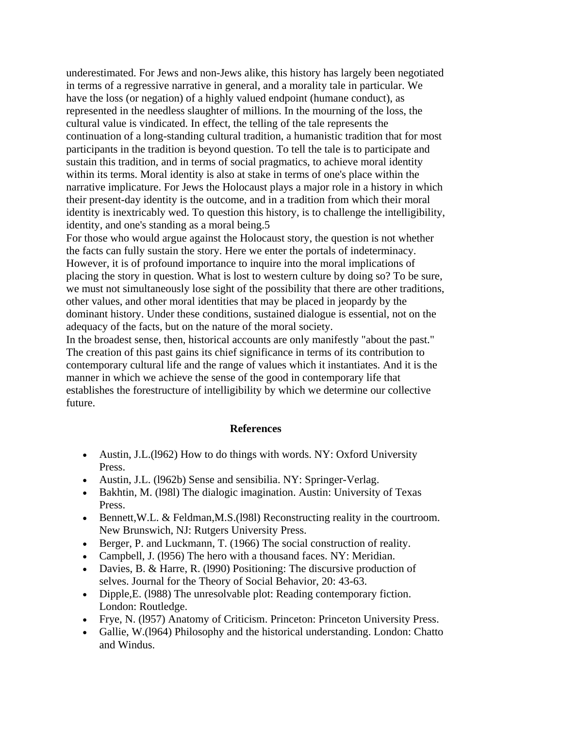underestimated. For Jews and non-Jews alike, this history has largely been negotiated in terms of a regressive narrative in general, and a morality tale in particular. We have the loss (or negation) of a highly valued endpoint (humane conduct), as represented in the needless slaughter of millions. In the mourning of the loss, the cultural value is vindicated. In effect, the telling of the tale represents the continuation of a long-standing cultural tradition, a humanistic tradition that for most participants in the tradition is beyond question. To tell the tale is to participate and sustain this tradition, and in terms of social pragmatics, to achieve moral identity within its terms. Moral identity is also at stake in terms of one's place within the narrative implicature. For Jews the Holocaust plays a major role in a history in which their present-day identity is the outcome, and in a tradition from which their moral identity is inextricably wed. To question this history, is to challenge the intelligibility, identity, and one's standing as a moral being.5

For those who would argue against the Holocaust story, the question is not whether the facts can fully sustain the story. Here we enter the portals of indeterminacy. However, it is of profound importance to inquire into the moral implications of placing the story in question. What is lost to western culture by doing so? To be sure, we must not simultaneously lose sight of the possibility that there are other traditions, other values, and other moral identities that may be placed in jeopardy by the dominant history. Under these conditions, sustained dialogue is essential, not on the adequacy of the facts, but on the nature of the moral society.

In the broadest sense, then, historical accounts are only manifestly "about the past." The creation of this past gains its chief significance in terms of its contribution to contemporary cultural life and the range of values which it instantiates. And it is the manner in which we achieve the sense of the good in contemporary life that establishes the forestructure of intelligibility by which we determine our collective future.

## References

- Austin, J.L.(l962) How to do things with words. NY: Oxford University Press.
- Austin, J.L. (l962b) Sense and sensibilia. NY: Springer-Verlag.
- Bakhtin, M. (l98l) The dialogic imagination. Austin: University of Texas Press.
- Bennett,W.L. & Feldman,M.S.(l98l) Reconstructing reality in the courtroom. New Brunswich, NJ: Rutgers University Press.
- Berger, P. and Luckmann, T. (1966) The social construction of reality.
- Campbell, J. (l956) The hero with a thousand faces. NY: Meridian.
- Davies, B. & Harre, R. (l990) Positioning: The discursive production of selves. Journal for the Theory of Social Behavior, 20: 43-63.
- Dipple,E. (l988) The unresolvable plot: Reading contemporary fiction. London: Routledge.
- Frye, N. (l957) Anatomy of Criticism. Princeton: Princeton University Press.
- Gallie, W.(l964) Philosophy and the historical understanding. London: Chatto and Windus.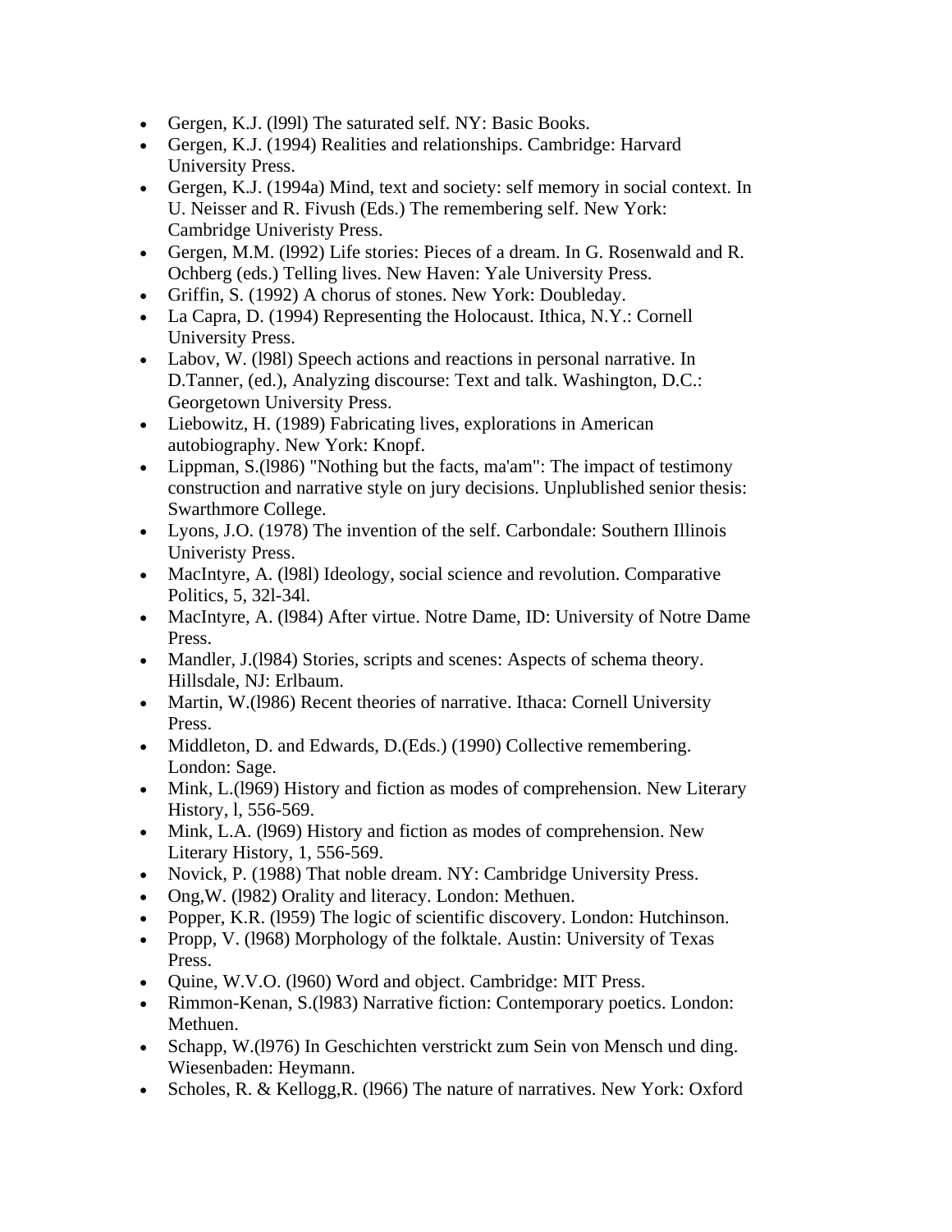- Gergen, K.J. (l99l) The saturated self. NY: Basic Books.
- Gergen, K.J. (1994) Realities and relationships. Cambridge: Harvard University Press.
- Gergen, K.J. (1994a) Mind, text and society: self memory in social context. In U. Neisser and R. Fivush (Eds.) The remembering self. New York: Cambridge Univeristy Press.
- Gergen, M.M. (l992) Life stories: Pieces of a dream. In G. Rosenwald and R. Ochberg (eds.) Telling lives. New Haven: Yale University Press.
- Griffin, S. (1992) A chorus of stones. New York: Doubleday.
- La Capra, D. (1994) Representing the Holocaust. Ithica, N.Y.: Cornell University Press.
- Labov, W. (l98l) Speech actions and reactions in personal narrative. In D.Tanner, (ed.), Analyzing discourse: Text and talk. Washington, D.C.: Georgetown University Press.
- Liebowitz, H. (1989) Fabricating lives, explorations in American autobiography. New York: Knopf.
- Lippman, S.(l986) "Nothing but the facts, ma'am": The impact of testimony construction and narrative style on jury decisions. Unplublished senior thesis: Swarthmore College.
- Lyons, J.O. (1978) The invention of the self. Carbondale: Southern Illinois Univeristy Press.
- MacIntyre, A. (l98l) Ideology, social science and revolution. Comparative Politics, 5, 32l-34l.
- MacIntyre, A. (l984) After virtue. Notre Dame, ID: University of Notre Dame Press.
- Mandler, J.(l984) Stories, scripts and scenes: Aspects of schema theory. Hillsdale, NJ: Erlbaum.
- Martin, W.(l986) Recent theories of narrative. Ithaca: Cornell University Press.
- Middleton, D. and Edwards, D.(Eds.) (1990) Collective remembering. London: Sage.
- Mink, L.(l969) History and fiction as modes of comprehension. New Literary History, l, 556-569.
- Mink, L.A. (l969) History and fiction as modes of comprehension. New Literary History, 1, 556-569.
- Novick, P. (1988) That noble dream. NY: Cambridge University Press.
- Ong,W. (l982) Orality and literacy. London: Methuen.
- Popper, K.R. (l959) The logic of scientific discovery. London: Hutchinson.
- Propp, V. (l968) Morphology of the folktale. Austin: University of Texas Press.
- Quine, W.V.O. (l960) Word and object. Cambridge: MIT Press.
- Rimmon-Kenan, S.(l983) Narrative fiction: Contemporary poetics. London: Methuen.
- Schapp, W.(l976) In Geschichten verstrickt zum Sein von Mensch und ding. Wiesenbaden: Heymann.
- Scholes, R. & Kellogg,R. (l966) The nature of narratives. New York: Oxford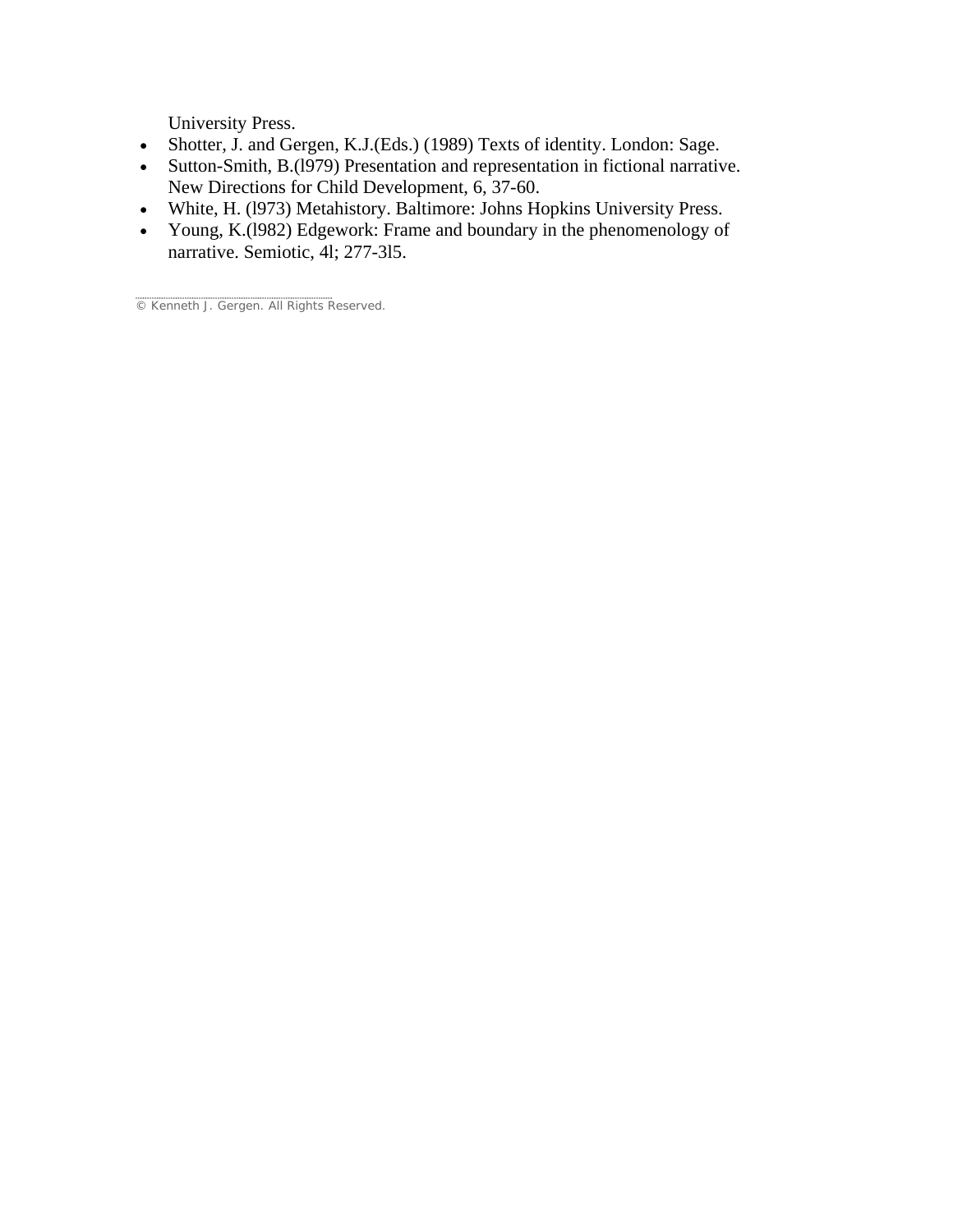University Press.

- Shotter, J. and Gergen, K.J.(Eds.) (1989) Texts of identity. London: Sage.
- Sutton-Smith, B.(l979) Presentation and representation in fictional narrative. New Directions for Child Development, 6, 37-60.
- White, H. (l973) Metahistory. Baltimore: Johns Hopkins University Press.
- Young, K.(l982) Edgework: Frame and boundary in the phenomenology of narrative. Semiotic, 4l; 277-3l5.

© Kenneth J. Gergen. All Rights Reserved.